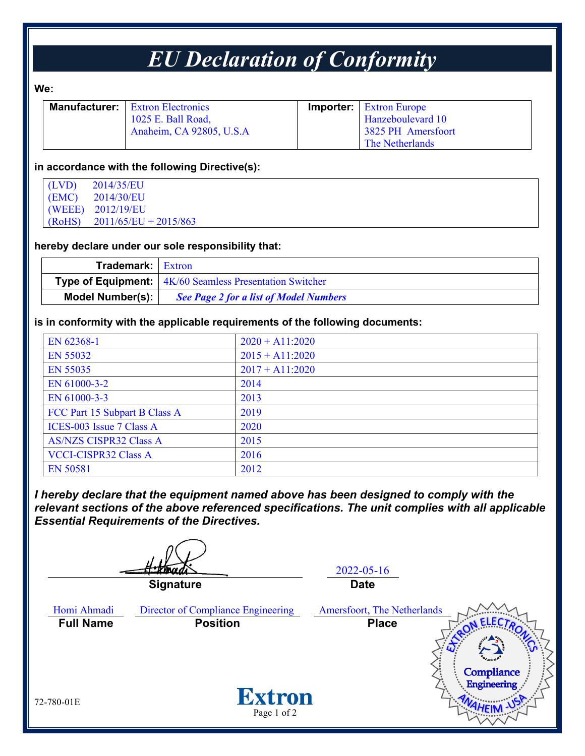# EU Declaration of Conformity

**We:**

| **Manufacturer:** | Extron Electronics<br>1025 E. Ball Road,<br>Anaheim, CA 92805, U.S.A | **Importer:** | Extron Europe<br>Hanzeboulevard 10<br>3825 PH Amersfoort<br>The Netherlands |
|---|---|---|---|

**in accordance with the following Directive(s):**

(LVD) 2014/35/EU
(EMC) 2014/30/EU
(WEEE) 2012/19/EU
(RoHS) 2011/65/EU + 2015/863

**hereby declare under our sole responsibility that:**

| | |
|---|---|
| **Trademark:** | Extron |
| **Type of Equipment:** | 4K/60 Seamless Presentation Switcher |
| **Model Number(s):** | ***See Page 2 for a list of Model Numbers*** |

**is in conformity with the applicable requirements of the following documents:**

| | |
|---|---|
| EN 62368-1 | 2020 + A11:2020 |
| EN 55032 | 2015 + A11:2020 |
| EN 55035 | 2017 + A11:2020 |
| EN 61000-3-2 | 2014 |
| EN 61000-3-3 | 2013 |
| FCC Part 15 Subpart B Class A | 2019 |
| ICES-003 Issue 7 Class A | 2020 |
| AS/NZS CISPR32 Class A | 2015 |
| VCCI-CISPR32 Class A | 2016 |
| EN 50581 | 2012 |

***I hereby declare that the equipment named above has been designed to comply with the relevant sections of the above referenced specifications. The unit complies with all applicable Essential Requirements of the Directives.***

**Signature**

2022-05-16
**Date**

Homi Ahmadi
**Full Name**

Director of Compliance Engineering
**Position**

Amersfoort, The Netherlands
**Place**

72-780-01E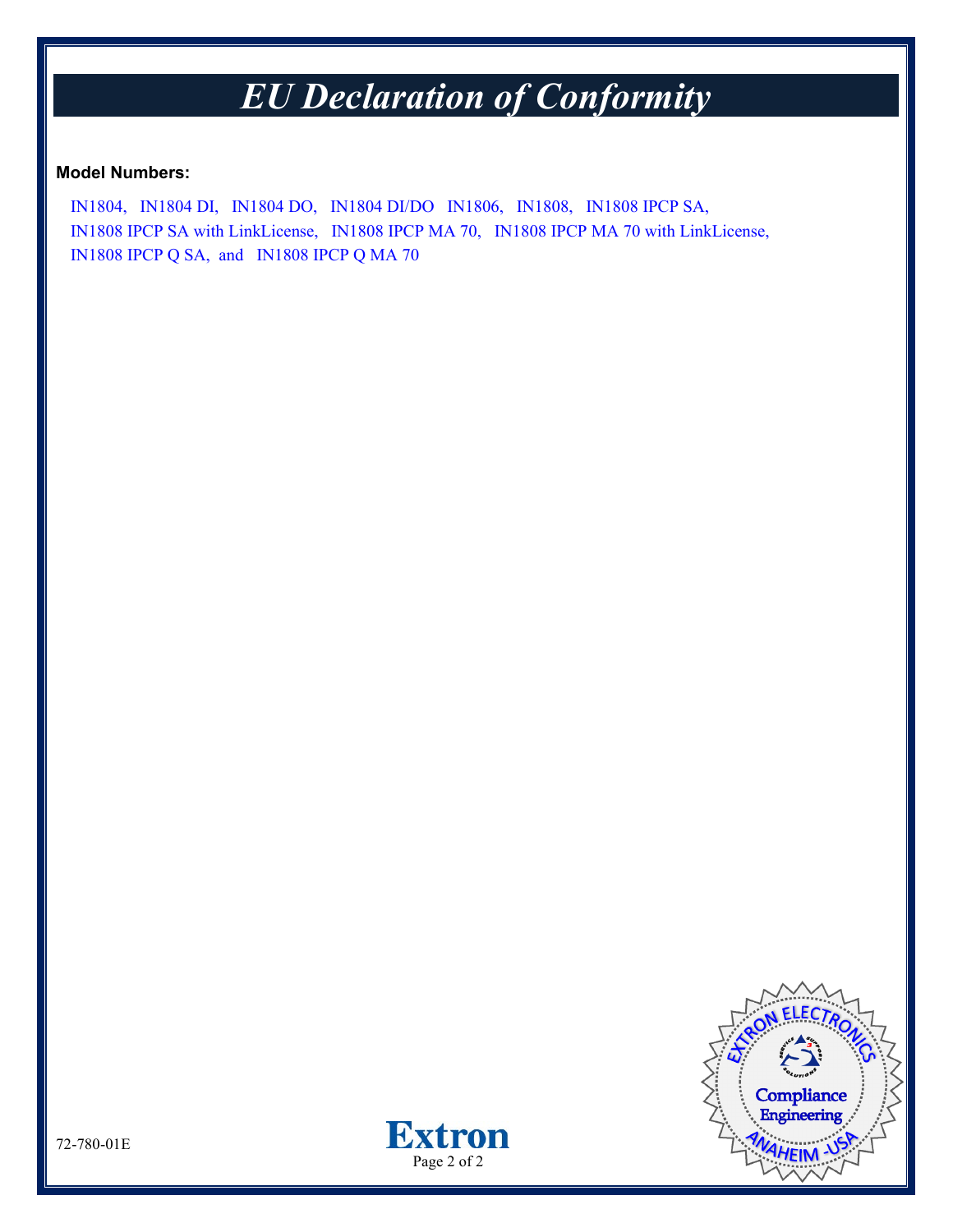# EU Declaration of Conformity

**Model Numbers:**

IN1804, IN1804 DI, IN1804 DO, IN1804 DI/DO IN1806, IN1808, IN1808 IPCP SA, IN1808 IPCP SA with LinkLicense, IN1808 IPCP MA 70, IN1808 IPCP MA 70 with LinkLicense, IN1808 IPCP Q SA, and IN1808 IPCP Q MA 70

72-780-01E

Extron

EXTRON ELECTRONICS
Compliance Engineering
ANAHEIM -USA